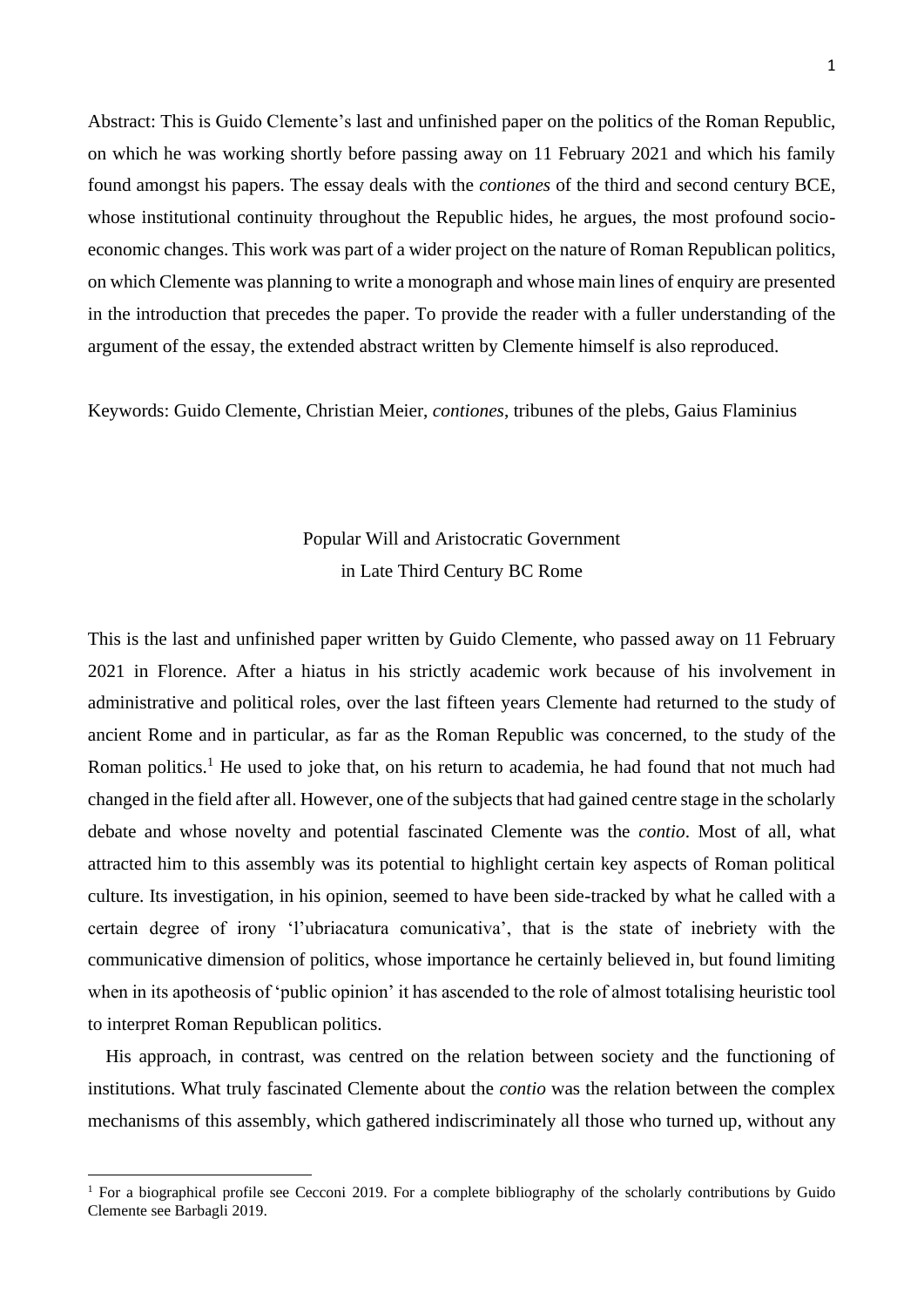Abstract: This is Guido Clemente's last and unfinished paper on the politics of the Roman Republic, on which he was working shortly before passing away on 11 February 2021 and which his family found amongst his papers. The essay deals with the *contiones* of the third and second century BCE, whose institutional continuity throughout the Republic hides, he argues, the most profound socio-economic changes. This work was part of a wider project on the nature of Roman Republican politics, on which Clemente was planning to write a monograph and whose main lines of enquiry are presented in the introduction that precedes the paper. To provide the reader with a fuller understanding of the argument of the essay, the extended abstract written by Clemente himself is also reproduced.

Keywords: Guido Clemente, Christian Meier, *contiones*, tribunes of the plebs, Gaius Flaminius

# Popular Will and Aristocratic Government in Late Third Century BC Rome

This is the last and unfinished paper written by Guido Clemente, who passed away on 11 February 2021 in Florence. After a hiatus in his strictly academic work because of his involvement in administrative and political roles, over the last fifteen years Clemente had returned to the study of ancient Rome and in particular, as far as the Roman Republic was concerned, to the study of the Roman politics.[1] He used to joke that, on his return to academia, he had found that not much had changed in the field after all. However, one of the subjects that had gained centre stage in the scholarly debate and whose novelty and potential fascinated Clemente was the *contio*. Most of all, what attracted him to this assembly was its potential to highlight certain key aspects of Roman political culture. Its investigation, in his opinion, seemed to have been side-tracked by what he called with a certain degree of irony 'l'ubriacatura comunicativa', that is the state of inebriety with the communicative dimension of politics, whose importance he certainly believed in, but found limiting when in its apotheosis of 'public opinion' it has ascended to the role of almost totalising heuristic tool to interpret Roman Republican politics.

His approach, in contrast, was centred on the relation between society and the functioning of institutions. What truly fascinated Clemente about the *contio* was the relation between the complex mechanisms of this assembly, which gathered indiscriminately all those who turned up, without any

[1] For a biographical profile see Cecconi 2019. For a complete bibliography of the scholarly contributions by Guido Clemente see Barbagli 2019.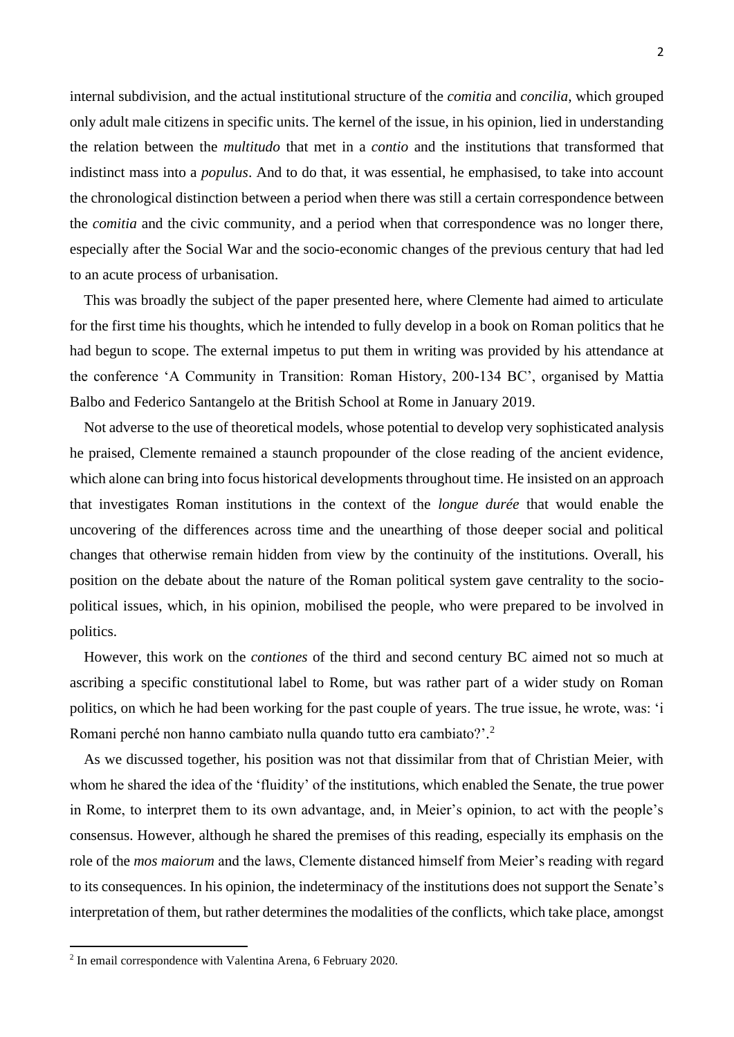internal subdivision, and the actual institutional structure of the *comitia* and *concilia*, which grouped only adult male citizens in specific units. The kernel of the issue, in his opinion, lied in understanding the relation between the *multitudo* that met in a *contio* and the institutions that transformed that indistinct mass into a *populus*. And to do that, it was essential, he emphasised, to take into account the chronological distinction between a period when there was still a certain correspondence between the *comitia* and the civic community, and a period when that correspondence was no longer there, especially after the Social War and the socio-economic changes of the previous century that had led to an acute process of urbanisation.

This was broadly the subject of the paper presented here, where Clemente had aimed to articulate for the first time his thoughts, which he intended to fully develop in a book on Roman politics that he had begun to scope. The external impetus to put them in writing was provided by his attendance at the conference 'A Community in Transition: Roman History, 200-134 BC', organised by Mattia Balbo and Federico Santangelo at the British School at Rome in January 2019.

Not adverse to the use of theoretical models, whose potential to develop very sophisticated analysis he praised, Clemente remained a staunch propounder of the close reading of the ancient evidence, which alone can bring into focus historical developments throughout time. He insisted on an approach that investigates Roman institutions in the context of the *longue durée* that would enable the uncovering of the differences across time and the unearthing of those deeper social and political changes that otherwise remain hidden from view by the continuity of the institutions. Overall, his position on the debate about the nature of the Roman political system gave centrality to the socio-political issues, which, in his opinion, mobilised the people, who were prepared to be involved in politics.

However, this work on the *contiones* of the third and second century BC aimed not so much at ascribing a specific constitutional label to Rome, but was rather part of a wider study on Roman politics, on which he had been working for the past couple of years. The true issue, he wrote, was: 'i Romani perché non hanno cambiato nulla quando tutto era cambiato?'.[2]

As we discussed together, his position was not that dissimilar from that of Christian Meier, with whom he shared the idea of the 'fluidity' of the institutions, which enabled the Senate, the true power in Rome, to interpret them to its own advantage, and, in Meier's opinion, to act with the people's consensus. However, although he shared the premises of this reading, especially its emphasis on the role of the *mos maiorum* and the laws, Clemente distanced himself from Meier's reading with regard to its consequences. In his opinion, the indeterminacy of the institutions does not support the Senate's interpretation of them, but rather determines the modalities of the conflicts, which take place, amongst

[2] In email correspondence with Valentina Arena, 6 February 2020.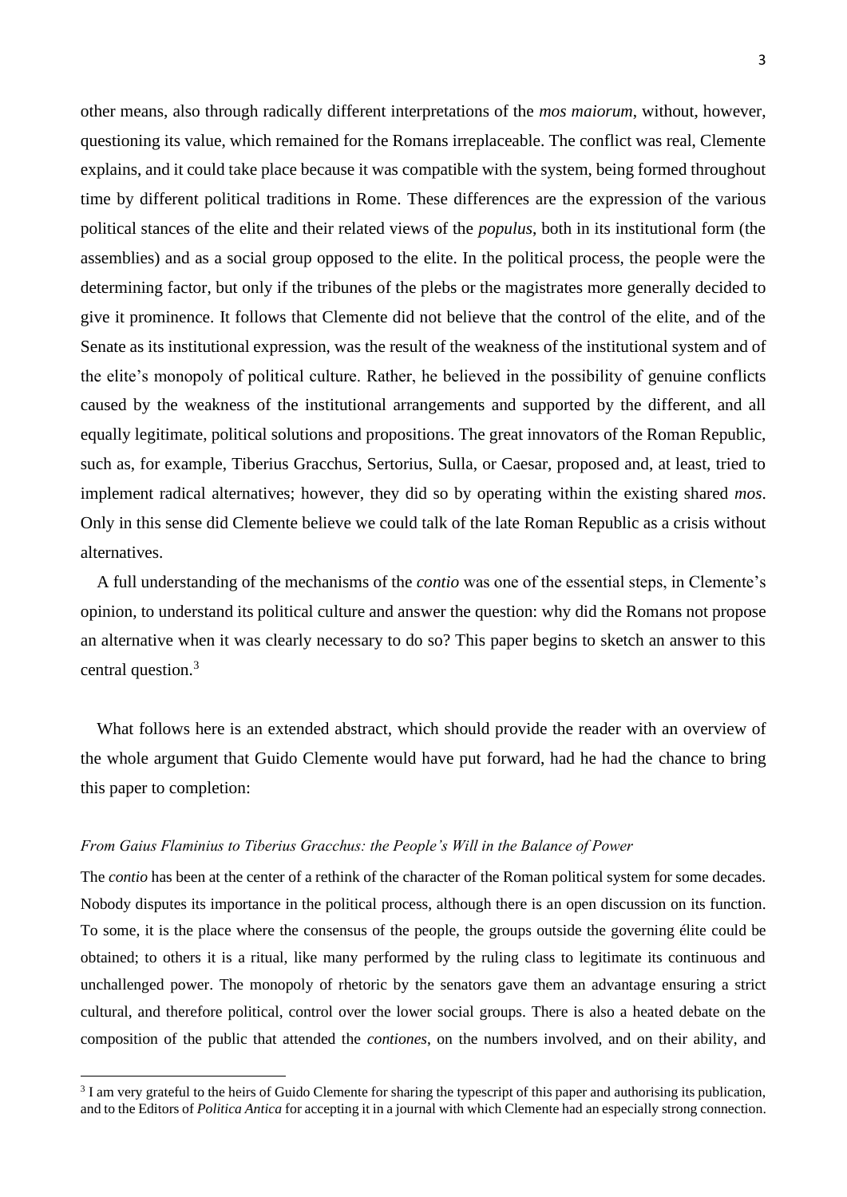other means, also through radically different interpretations of the *mos maiorum*, without, however, questioning its value, which remained for the Romans irreplaceable. The conflict was real, Clemente explains, and it could take place because it was compatible with the system, being formed throughout time by different political traditions in Rome. These differences are the expression of the various political stances of the elite and their related views of the *populus*, both in its institutional form (the assemblies) and as a social group opposed to the elite. In the political process, the people were the determining factor, but only if the tribunes of the plebs or the magistrates more generally decided to give it prominence. It follows that Clemente did not believe that the control of the elite, and of the Senate as its institutional expression, was the result of the weakness of the institutional system and of the elite's monopoly of political culture. Rather, he believed in the possibility of genuine conflicts caused by the weakness of the institutional arrangements and supported by the different, and all equally legitimate, political solutions and propositions. The great innovators of the Roman Republic, such as, for example, Tiberius Gracchus, Sertorius, Sulla, or Caesar, proposed and, at least, tried to implement radical alternatives; however, they did so by operating within the existing shared *mos*. Only in this sense did Clemente believe we could talk of the late Roman Republic as a crisis without alternatives.

A full understanding of the mechanisms of the *contio* was one of the essential steps, in Clemente's opinion, to understand its political culture and answer the question: why did the Romans not propose an alternative when it was clearly necessary to do so? This paper begins to sketch an answer to this central question.[3]

What follows here is an extended abstract, which should provide the reader with an overview of the whole argument that Guido Clemente would have put forward, had he had the chance to bring this paper to completion:

*From Gaius Flaminius to Tiberius Gracchus: the People's Will in the Balance of Power*

The *contio* has been at the center of a rethink of the character of the Roman political system for some decades. Nobody disputes its importance in the political process, although there is an open discussion on its function. To some, it is the place where the consensus of the people, the groups outside the governing élite could be obtained; to others it is a ritual, like many performed by the ruling class to legitimate its continuous and unchallenged power. The monopoly of rhetoric by the senators gave them an advantage ensuring a strict cultural, and therefore political, control over the lower social groups. There is also a heated debate on the composition of the public that attended the *contiones*, on the numbers involved, and on their ability, and

[3] I am very grateful to the heirs of Guido Clemente for sharing the typescript of this paper and authorising its publication, and to the Editors of *Politica Antica* for accepting it in a journal with which Clemente had an especially strong connection.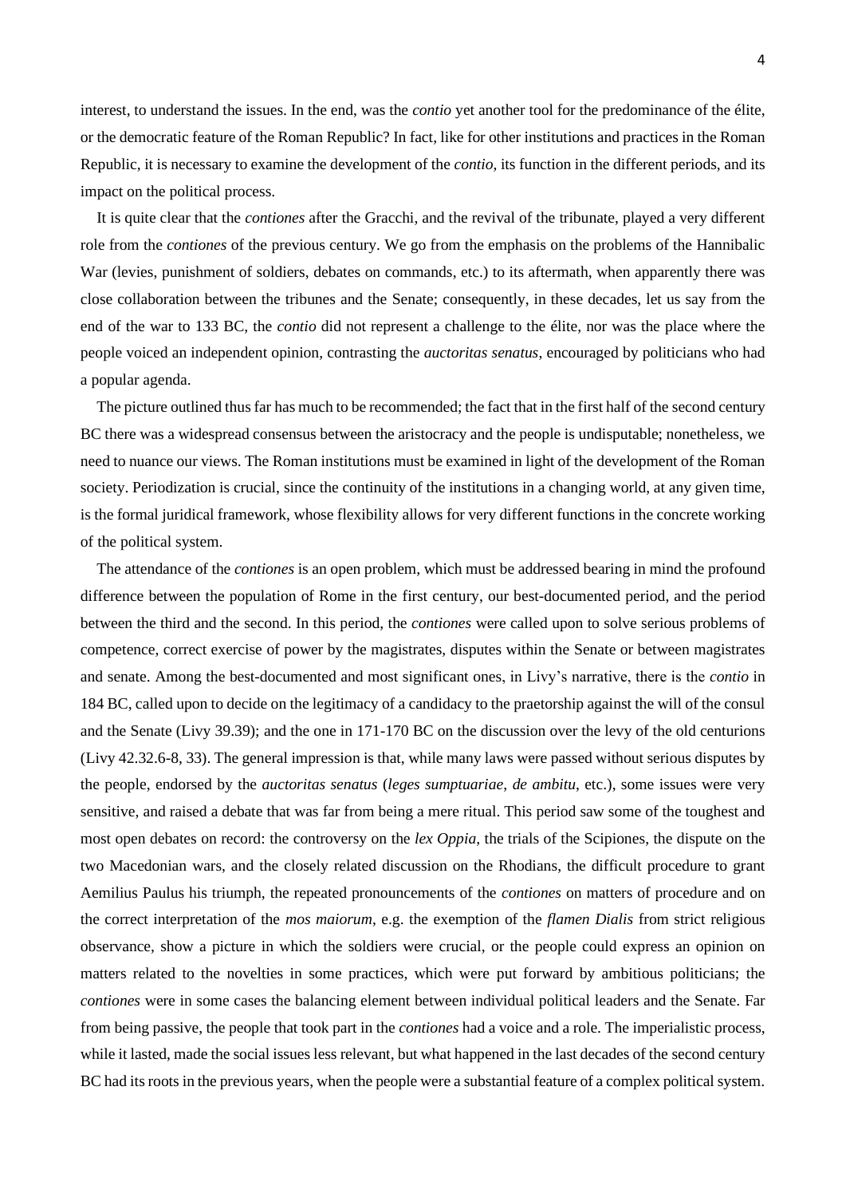interest, to understand the issues. In the end, was the *contio* yet another tool for the predominance of the élite, or the democratic feature of the Roman Republic? In fact, like for other institutions and practices in the Roman Republic, it is necessary to examine the development of the *contio*, its function in the different periods, and its impact on the political process.

It is quite clear that the *contiones* after the Gracchi, and the revival of the tribunate, played a very different role from the *contiones* of the previous century. We go from the emphasis on the problems of the Hannibalic War (levies, punishment of soldiers, debates on commands, etc.) to its aftermath, when apparently there was close collaboration between the tribunes and the Senate; consequently, in these decades, let us say from the end of the war to 133 BC, the *contio* did not represent a challenge to the élite, nor was the place where the people voiced an independent opinion, contrasting the *auctoritas senatus*, encouraged by politicians who had a popular agenda.

The picture outlined thus far has much to be recommended; the fact that in the first half of the second century BC there was a widespread consensus between the aristocracy and the people is undisputable; nonetheless, we need to nuance our views. The Roman institutions must be examined in light of the development of the Roman society. Periodization is crucial, since the continuity of the institutions in a changing world, at any given time, is the formal juridical framework, whose flexibility allows for very different functions in the concrete working of the political system.

The attendance of the *contiones* is an open problem, which must be addressed bearing in mind the profound difference between the population of Rome in the first century, our best-documented period, and the period between the third and the second. In this period, the *contiones* were called upon to solve serious problems of competence, correct exercise of power by the magistrates, disputes within the Senate or between magistrates and senate. Among the best-documented and most significant ones, in Livy's narrative, there is the *contio* in 184 BC, called upon to decide on the legitimacy of a candidacy to the praetorship against the will of the consul and the Senate (Livy 39.39); and the one in 171-170 BC on the discussion over the levy of the old centurions (Livy 42.32.6-8, 33). The general impression is that, while many laws were passed without serious disputes by the people, endorsed by the *auctoritas senatus* (*leges sumptuariae*, *de ambitu*, etc.), some issues were very sensitive, and raised a debate that was far from being a mere ritual. This period saw some of the toughest and most open debates on record: the controversy on the *lex Oppia*, the trials of the Scipiones, the dispute on the two Macedonian wars, and the closely related discussion on the Rhodians, the difficult procedure to grant Aemilius Paulus his triumph, the repeated pronouncements of the *contiones* on matters of procedure and on the correct interpretation of the *mos maiorum*, e.g. the exemption of the *flamen Dialis* from strict religious observance, show a picture in which the soldiers were crucial, or the people could express an opinion on matters related to the novelties in some practices, which were put forward by ambitious politicians; the *contiones* were in some cases the balancing element between individual political leaders and the Senate. Far from being passive, the people that took part in the *contiones* had a voice and a role. The imperialistic process, while it lasted, made the social issues less relevant, but what happened in the last decades of the second century BC had its roots in the previous years, when the people were a substantial feature of a complex political system.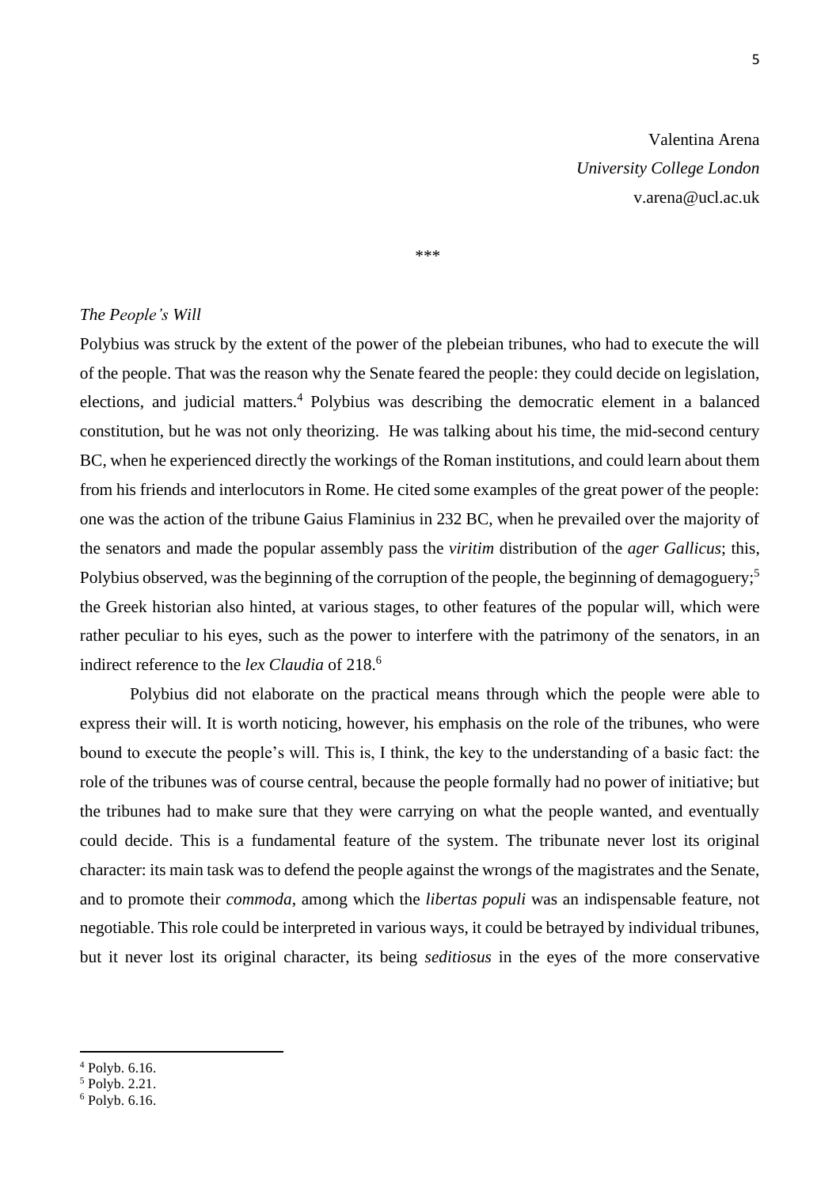Valentina Arena
*University College London*
v.arena@ucl.ac.uk

\*\*\*

*The People's Will*

Polybius was struck by the extent of the power of the plebeian tribunes, who had to execute the will of the people. That was the reason why the Senate feared the people: they could decide on legislation, elections, and judicial matters.[4] Polybius was describing the democratic element in a balanced constitution, but he was not only theorizing. He was talking about his time, the mid-second century BC, when he experienced directly the workings of the Roman institutions, and could learn about them from his friends and interlocutors in Rome. He cited some examples of the great power of the people: one was the action of the tribune Gaius Flaminius in 232 BC, when he prevailed over the majority of the senators and made the popular assembly pass the *viritim* distribution of the *ager Gallicus*; this, Polybius observed, was the beginning of the corruption of the people, the beginning of demagoguery;[5] the Greek historian also hinted, at various stages, to other features of the popular will, which were rather peculiar to his eyes, such as the power to interfere with the patrimony of the senators, in an indirect reference to the *lex Claudia* of 218.[6]

Polybius did not elaborate on the practical means through which the people were able to express their will. It is worth noticing, however, his emphasis on the role of the tribunes, who were bound to execute the people's will. This is, I think, the key to the understanding of a basic fact: the role of the tribunes was of course central, because the people formally had no power of initiative; but the tribunes had to make sure that they were carrying on what the people wanted, and eventually could decide. This is a fundamental feature of the system. The tribunate never lost its original character: its main task was to defend the people against the wrongs of the magistrates and the Senate, and to promote their *commoda*, among which the *libertas populi* was an indispensable feature, not negotiable. This role could be interpreted in various ways, it could be betrayed by individual tribunes, but it never lost its original character, its being *seditiosus* in the eyes of the more conservative

[4] Polyb. 6.16.
[5] Polyb. 2.21.
[6] Polyb. 6.16.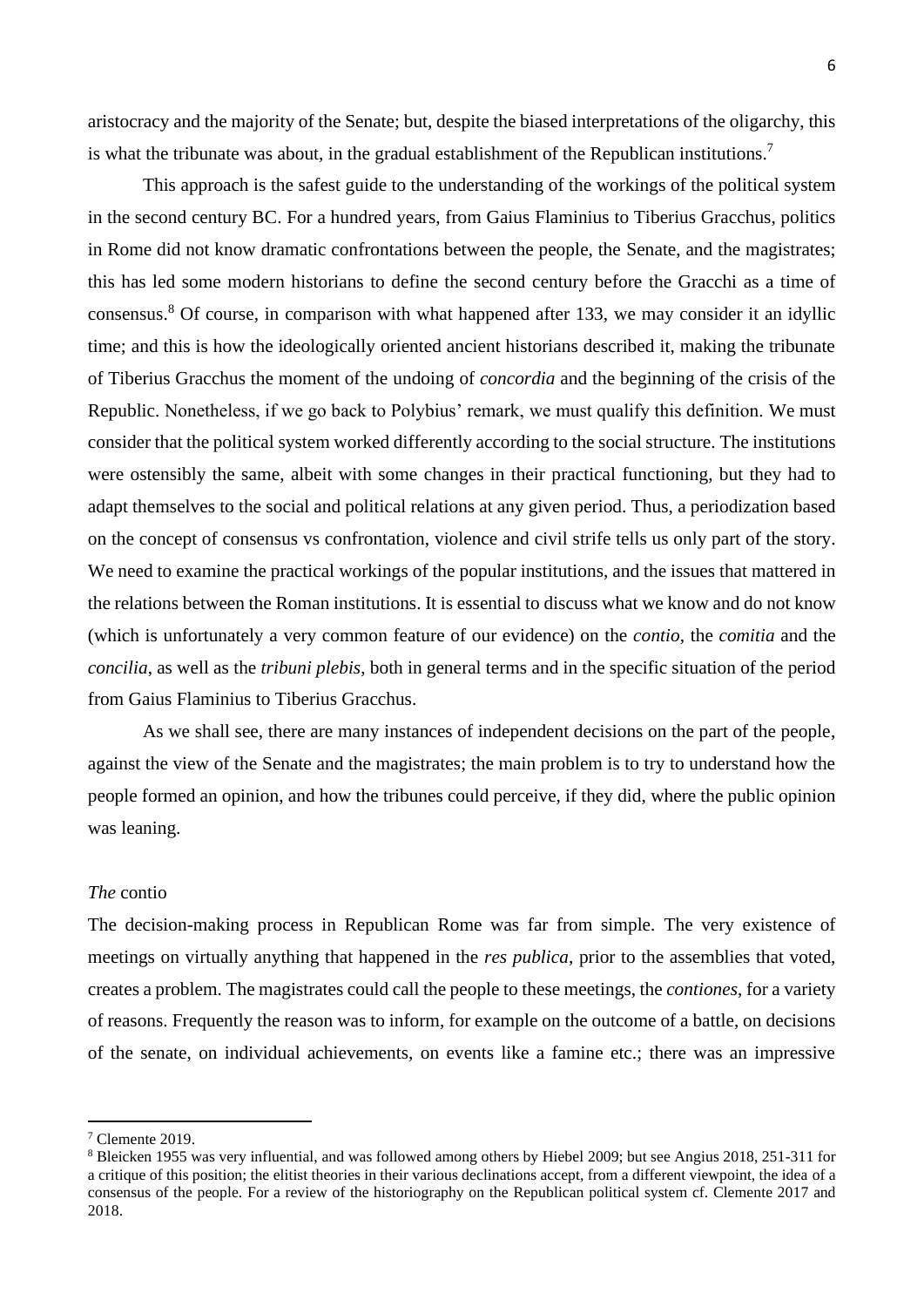aristocracy and the majority of the Senate; but, despite the biased interpretations of the oligarchy, this is what the tribunate was about, in the gradual establishment of the Republican institutions.[7]

This approach is the safest guide to the understanding of the workings of the political system in the second century BC. For a hundred years, from Gaius Flaminius to Tiberius Gracchus, politics in Rome did not know dramatic confrontations between the people, the Senate, and the magistrates; this has led some modern historians to define the second century before the Gracchi as a time of consensus.[8] Of course, in comparison with what happened after 133, we may consider it an idyllic time; and this is how the ideologically oriented ancient historians described it, making the tribunate of Tiberius Gracchus the moment of the undoing of *concordia* and the beginning of the crisis of the Republic. Nonetheless, if we go back to Polybius' remark, we must qualify this definition. We must consider that the political system worked differently according to the social structure. The institutions were ostensibly the same, albeit with some changes in their practical functioning, but they had to adapt themselves to the social and political relations at any given period. Thus, a periodization based on the concept of consensus vs confrontation, violence and civil strife tells us only part of the story. We need to examine the practical workings of the popular institutions, and the issues that mattered in the relations between the Roman institutions. It is essential to discuss what we know and do not know (which is unfortunately a very common feature of our evidence) on the *contio*, the *comitia* and the *concilia*, as well as the *tribuni plebis*, both in general terms and in the specific situation of the period from Gaius Flaminius to Tiberius Gracchus.

As we shall see, there are many instances of independent decisions on the part of the people, against the view of the Senate and the magistrates; the main problem is to try to understand how the people formed an opinion, and how the tribunes could perceive, if they did, where the public opinion was leaning.

## *The* contio

The decision-making process in Republican Rome was far from simple. The very existence of meetings on virtually anything that happened in the *res publica*, prior to the assemblies that voted, creates a problem. The magistrates could call the people to these meetings, the *contiones*, for a variety of reasons. Frequently the reason was to inform, for example on the outcome of a battle, on decisions of the senate, on individual achievements, on events like a famine etc.; there was an impressive

---

[7] Clemente 2019.

[8] Bleicken 1955 was very influential, and was followed among others by Hiebel 2009; but see Angius 2018, 251-311 for a critique of this position; the elitist theories in their various declinations accept, from a different viewpoint, the idea of a consensus of the people. For a review of the historiography on the Republican political system cf. Clemente 2017 and 2018.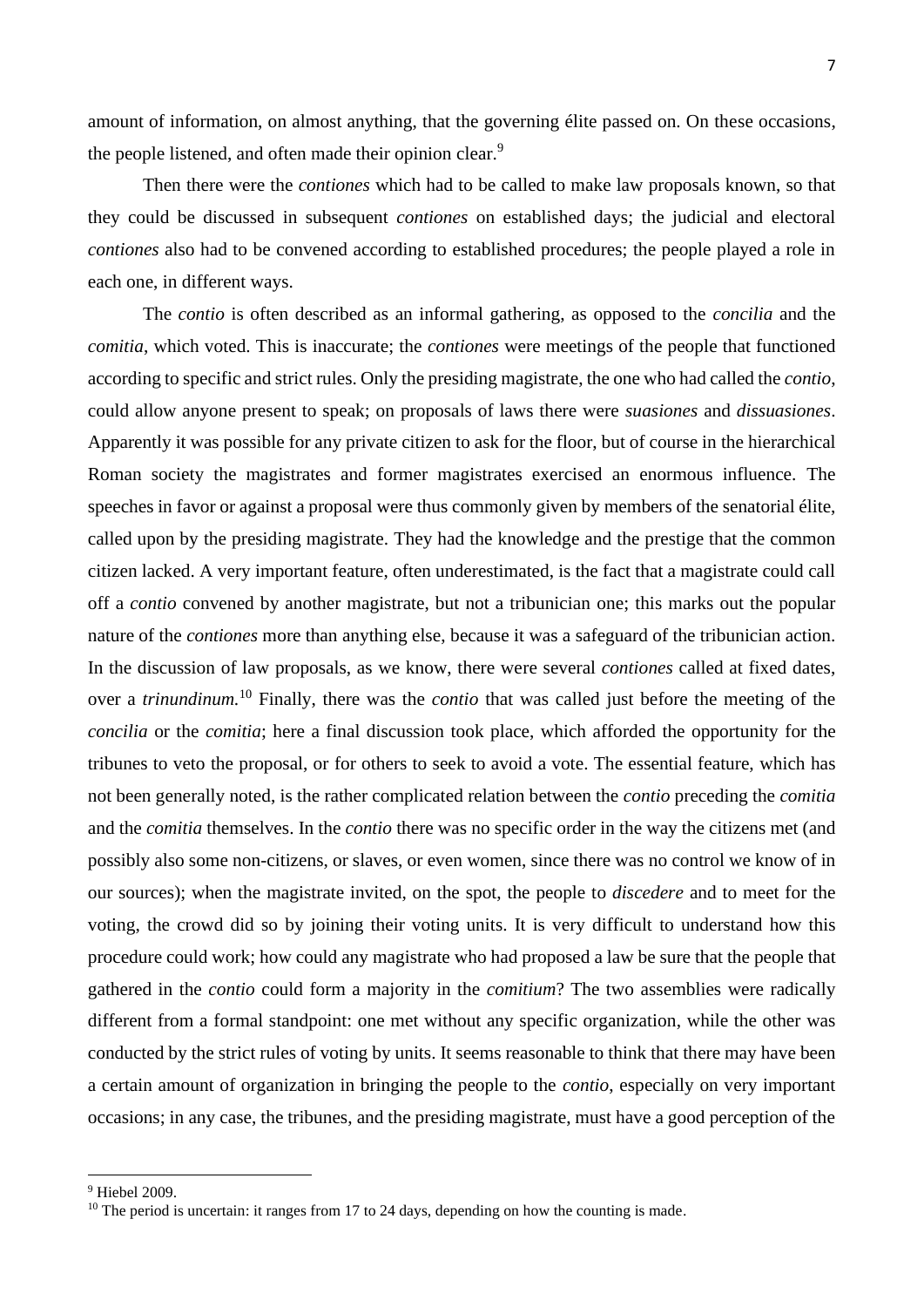amount of information, on almost anything, that the governing élite passed on. On these occasions, the people listened, and often made their opinion clear.[9]

Then there were the *contiones* which had to be called to make law proposals known, so that they could be discussed in subsequent *contiones* on established days; the judicial and electoral *contiones* also had to be convened according to established procedures; the people played a role in each one, in different ways.

The *contio* is often described as an informal gathering, as opposed to the *concilia* and the *comitia*, which voted. This is inaccurate; the *contiones* were meetings of the people that functioned according to specific and strict rules. Only the presiding magistrate, the one who had called the *contio*, could allow anyone present to speak; on proposals of laws there were *suasiones* and *dissuasiones*. Apparently it was possible for any private citizen to ask for the floor, but of course in the hierarchical Roman society the magistrates and former magistrates exercised an enormous influence. The speeches in favor or against a proposal were thus commonly given by members of the senatorial élite, called upon by the presiding magistrate. They had the knowledge and the prestige that the common citizen lacked. A very important feature, often underestimated, is the fact that a magistrate could call off a *contio* convened by another magistrate, but not a tribunician one; this marks out the popular nature of the *contiones* more than anything else, because it was a safeguard of the tribunician action. In the discussion of law proposals, as we know, there were several *contiones* called at fixed dates, over a *trinundinum.*[10] Finally, there was the *contio* that was called just before the meeting of the *concilia* or the *comitia*; here a final discussion took place, which afforded the opportunity for the tribunes to veto the proposal, or for others to seek to avoid a vote. The essential feature, which has not been generally noted, is the rather complicated relation between the *contio* preceding the *comitia* and the *comitia* themselves. In the *contio* there was no specific order in the way the citizens met (and possibly also some non-citizens, or slaves, or even women, since there was no control we know of in our sources); when the magistrate invited, on the spot, the people to *discedere* and to meet for the voting, the crowd did so by joining their voting units. It is very difficult to understand how this procedure could work; how could any magistrate who had proposed a law be sure that the people that gathered in the *contio* could form a majority in the *comitium*? The two assemblies were radically different from a formal standpoint: one met without any specific organization, while the other was conducted by the strict rules of voting by units. It seems reasonable to think that there may have been a certain amount of organization in bringing the people to the *contio*, especially on very important occasions; in any case, the tribunes, and the presiding magistrate, must have a good perception of the

---

[9] Hiebel 2009.

[10] The period is uncertain: it ranges from 17 to 24 days, depending on how the counting is made.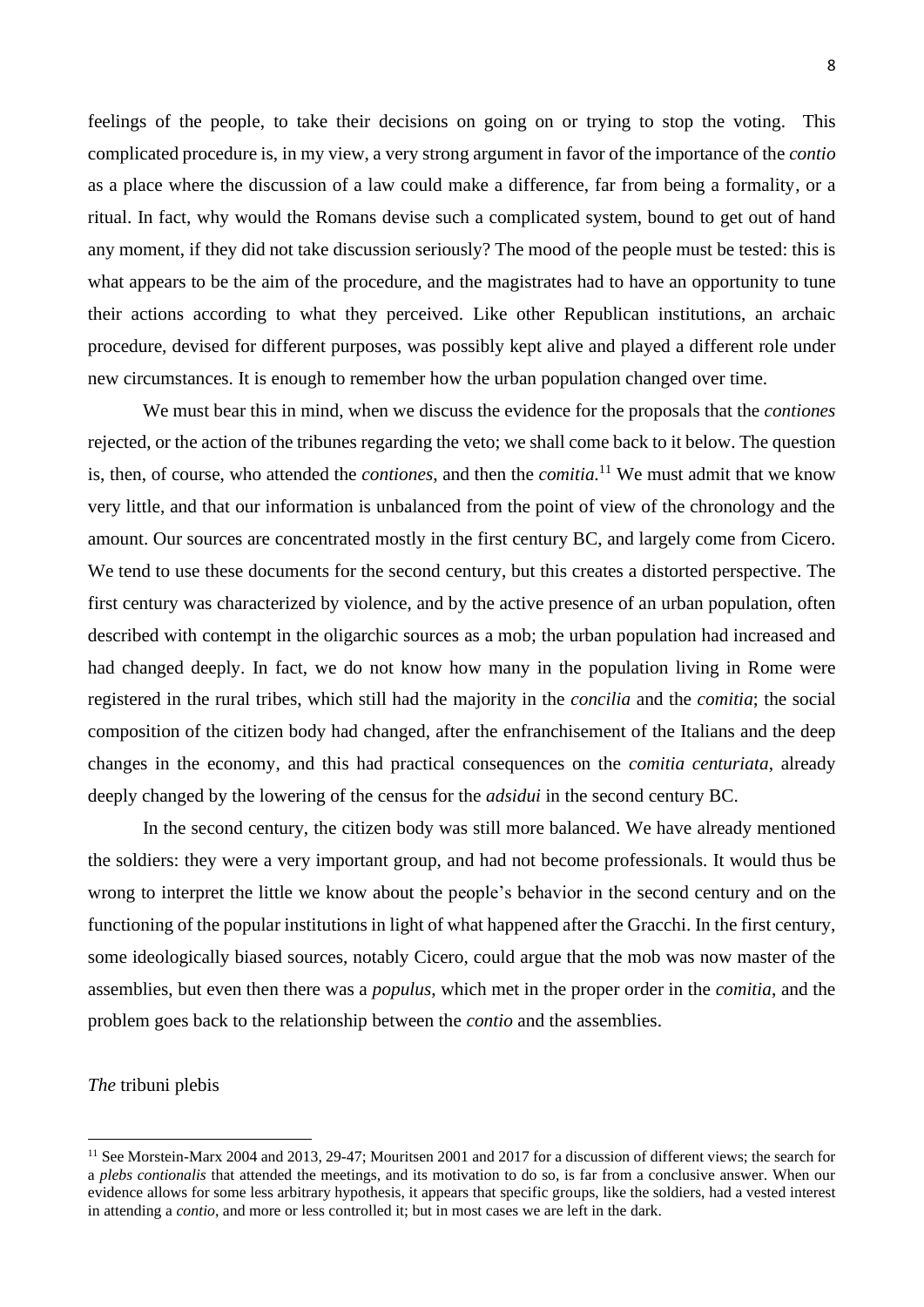feelings of the people, to take their decisions on going on or trying to stop the voting. This complicated procedure is, in my view, a very strong argument in favor of the importance of the *contio* as a place where the discussion of a law could make a difference, far from being a formality, or a ritual. In fact, why would the Romans devise such a complicated system, bound to get out of hand any moment, if they did not take discussion seriously? The mood of the people must be tested: this is what appears to be the aim of the procedure, and the magistrates had to have an opportunity to tune their actions according to what they perceived. Like other Republican institutions, an archaic procedure, devised for different purposes, was possibly kept alive and played a different role under new circumstances. It is enough to remember how the urban population changed over time.

We must bear this in mind, when we discuss the evidence for the proposals that the *contiones* rejected, or the action of the tribunes regarding the veto; we shall come back to it below. The question is, then, of course, who attended the *contiones*, and then the *comitia*.[11] We must admit that we know very little, and that our information is unbalanced from the point of view of the chronology and the amount. Our sources are concentrated mostly in the first century BC, and largely come from Cicero. We tend to use these documents for the second century, but this creates a distorted perspective. The first century was characterized by violence, and by the active presence of an urban population, often described with contempt in the oligarchic sources as a mob; the urban population had increased and had changed deeply. In fact, we do not know how many in the population living in Rome were registered in the rural tribes, which still had the majority in the *concilia* and the *comitia*; the social composition of the citizen body had changed, after the enfranchisement of the Italians and the deep changes in the economy, and this had practical consequences on the *comitia centuriata*, already deeply changed by the lowering of the census for the *adsidui* in the second century BC.

In the second century, the citizen body was still more balanced. We have already mentioned the soldiers: they were a very important group, and had not become professionals. It would thus be wrong to interpret the little we know about the people's behavior in the second century and on the functioning of the popular institutions in light of what happened after the Gracchi. In the first century, some ideologically biased sources, notably Cicero, could argue that the mob was now master of the assemblies, but even then there was a *populus*, which met in the proper order in the *comitia*, and the problem goes back to the relationship between the *contio* and the assemblies.

## *The* tribuni plebis

[11] See Morstein-Marx 2004 and 2013, 29-47; Mouritsen 2001 and 2017 for a discussion of different views; the search for a *plebs contionalis* that attended the meetings, and its motivation to do so, is far from a conclusive answer. When our evidence allows for some less arbitrary hypothesis, it appears that specific groups, like the soldiers, had a vested interest in attending a *contio*, and more or less controlled it; but in most cases we are left in the dark.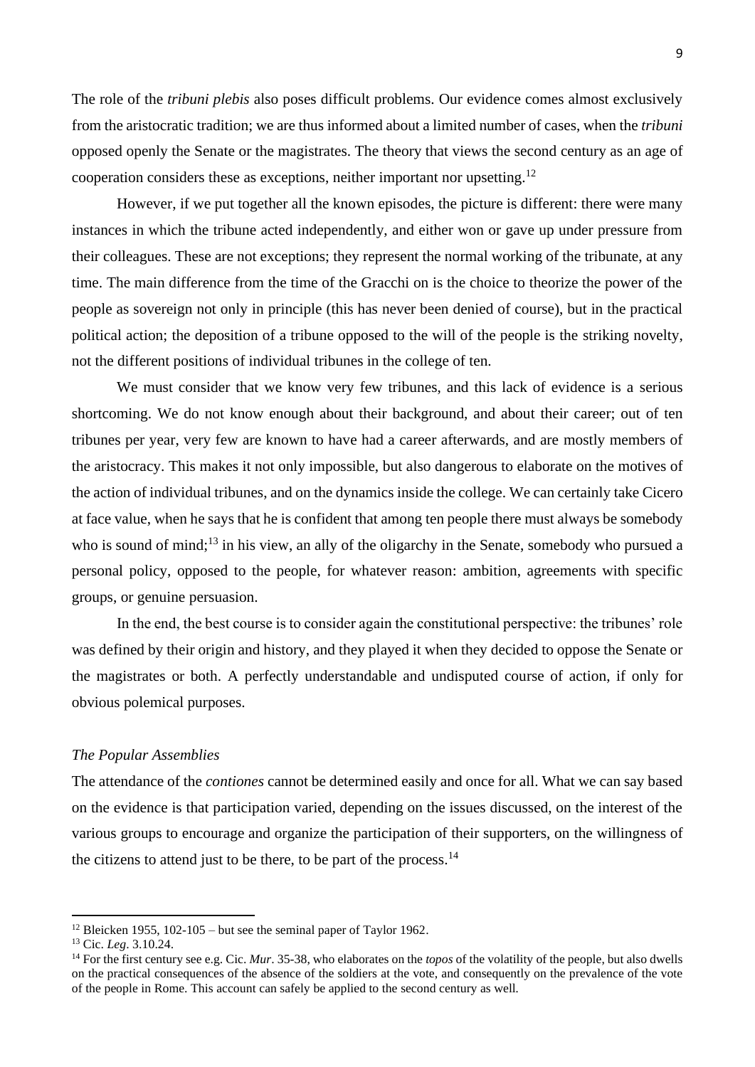The role of the *tribuni plebis* also poses difficult problems. Our evidence comes almost exclusively from the aristocratic tradition; we are thus informed about a limited number of cases, when the *tribuni* opposed openly the Senate or the magistrates. The theory that views the second century as an age of cooperation considers these as exceptions, neither important nor upsetting.[12]

However, if we put together all the known episodes, the picture is different: there were many instances in which the tribune acted independently, and either won or gave up under pressure from their colleagues. These are not exceptions; they represent the normal working of the tribunate, at any time. The main difference from the time of the Gracchi on is the choice to theorize the power of the people as sovereign not only in principle (this has never been denied of course), but in the practical political action; the deposition of a tribune opposed to the will of the people is the striking novelty, not the different positions of individual tribunes in the college of ten.

We must consider that we know very few tribunes, and this lack of evidence is a serious shortcoming. We do not know enough about their background, and about their career; out of ten tribunes per year, very few are known to have had a career afterwards, and are mostly members of the aristocracy. This makes it not only impossible, but also dangerous to elaborate on the motives of the action of individual tribunes, and on the dynamics inside the college. We can certainly take Cicero at face value, when he says that he is confident that among ten people there must always be somebody who is sound of mind;[13] in his view, an ally of the oligarchy in the Senate, somebody who pursued a personal policy, opposed to the people, for whatever reason: ambition, agreements with specific groups, or genuine persuasion.

In the end, the best course is to consider again the constitutional perspective: the tribunes' role was defined by their origin and history, and they played it when they decided to oppose the Senate or the magistrates or both. A perfectly understandable and undisputed course of action, if only for obvious polemical purposes.

### *The Popular Assemblies*

The attendance of the *contiones* cannot be determined easily and once for all. What we can say based on the evidence is that participation varied, depending on the issues discussed, on the interest of the various groups to encourage and organize the participation of their supporters, on the willingness of the citizens to attend just to be there, to be part of the process.[14]

---

[12] Bleicken 1955, 102-105 – but see the seminal paper of Taylor 1962.

[13] Cic. *Leg*. 3.10.24.

[14] For the first century see e.g. Cic. *Mur*. 35-38, who elaborates on the *topos* of the volatility of the people, but also dwells on the practical consequences of the absence of the soldiers at the vote, and consequently on the prevalence of the vote of the people in Rome. This account can safely be applied to the second century as well.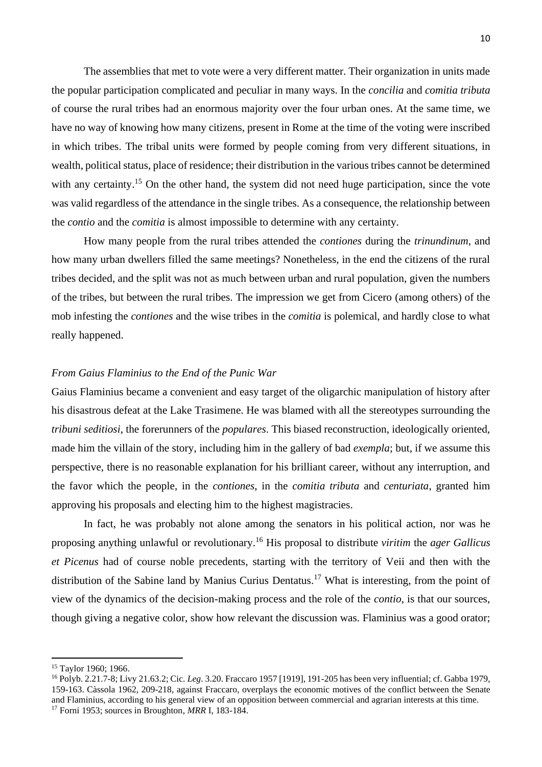The assemblies that met to vote were a very different matter. Their organization in units made the popular participation complicated and peculiar in many ways. In the *concilia* and *comitia tributa* of course the rural tribes had an enormous majority over the four urban ones. At the same time, we have no way of knowing how many citizens, present in Rome at the time of the voting were inscribed in which tribes. The tribal units were formed by people coming from very different situations, in wealth, political status, place of residence; their distribution in the various tribes cannot be determined with any certainty.[15] On the other hand, the system did not need huge participation, since the vote was valid regardless of the attendance in the single tribes. As a consequence, the relationship between the *contio* and the *comitia* is almost impossible to determine with any certainty.

How many people from the rural tribes attended the *contiones* during the *trinundinum*, and how many urban dwellers filled the same meetings? Nonetheless, in the end the citizens of the rural tribes decided, and the split was not as much between urban and rural population, given the numbers of the tribes, but between the rural tribes. The impression we get from Cicero (among others) of the mob infesting the *contiones* and the wise tribes in the *comitia* is polemical, and hardly close to what really happened.

### *From Gaius Flaminius to the End of the Punic War*

Gaius Flaminius became a convenient and easy target of the oligarchic manipulation of history after his disastrous defeat at the Lake Trasimene. He was blamed with all the stereotypes surrounding the *tribuni seditiosi*, the forerunners of the *populares*. This biased reconstruction, ideologically oriented, made him the villain of the story, including him in the gallery of bad *exempla*; but, if we assume this perspective, there is no reasonable explanation for his brilliant career, without any interruption, and the favor which the people, in the *contiones*, in the *comitia tributa* and *centuriata*, granted him approving his proposals and electing him to the highest magistracies.

In fact, he was probably not alone among the senators in his political action, nor was he proposing anything unlawful or revolutionary.[16] His proposal to distribute *viritim* the *ager Gallicus et Picenus* had of course noble precedents, starting with the territory of Veii and then with the distribution of the Sabine land by Manius Curius Dentatus.[17] What is interesting, from the point of view of the dynamics of the decision-making process and the role of the *contio*, is that our sources, though giving a negative color, show how relevant the discussion was. Flaminius was a good orator;

---

[15] Taylor 1960; 1966.

[16] Polyb. 2.21.7-8; Livy 21.63.2; Cic. *Leg*. 3.20. Fraccaro 1957 [1919], 191-205 has been very influential; cf. Gabba 1979, 159-163. Càssola 1962, 209-218, against Fraccaro, overplays the economic motives of the conflict between the Senate and Flaminius, according to his general view of an opposition between commercial and agrarian interests at this time.

[17] Forni 1953; sources in Broughton, *MRR* I, 183-184.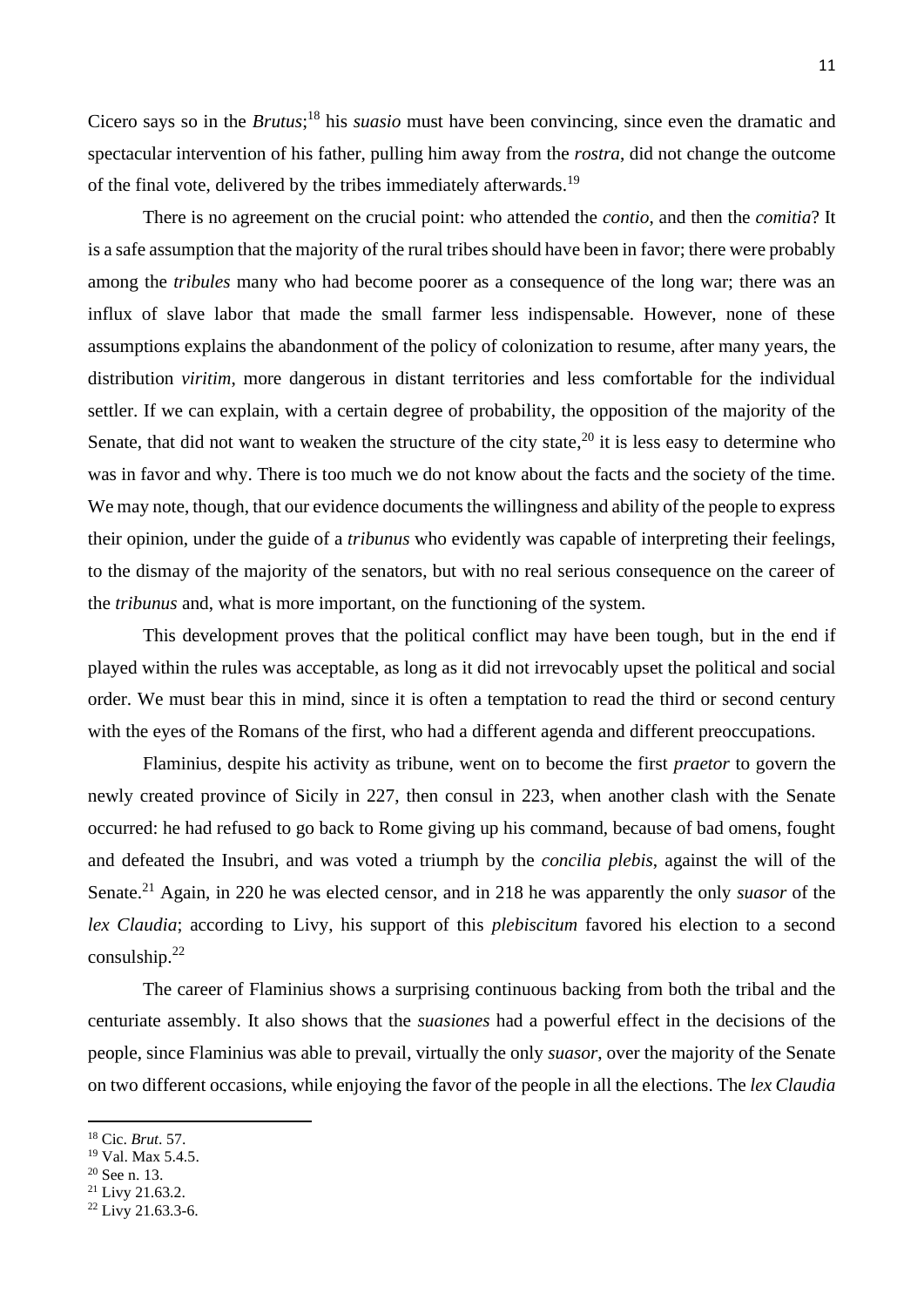Cicero says so in the *Brutus*;[18] his *suasio* must have been convincing, since even the dramatic and spectacular intervention of his father, pulling him away from the *rostra*, did not change the outcome of the final vote, delivered by the tribes immediately afterwards.[19]

There is no agreement on the crucial point: who attended the *contio*, and then the *comitia*? It is a safe assumption that the majority of the rural tribes should have been in favor; there were probably among the *tribules* many who had become poorer as a consequence of the long war; there was an influx of slave labor that made the small farmer less indispensable. However, none of these assumptions explains the abandonment of the policy of colonization to resume, after many years, the distribution *viritim*, more dangerous in distant territories and less comfortable for the individual settler. If we can explain, with a certain degree of probability, the opposition of the majority of the Senate, that did not want to weaken the structure of the city state,[20] it is less easy to determine who was in favor and why. There is too much we do not know about the facts and the society of the time. We may note, though, that our evidence documents the willingness and ability of the people to express their opinion, under the guide of a *tribunus* who evidently was capable of interpreting their feelings, to the dismay of the majority of the senators, but with no real serious consequence on the career of the *tribunus* and, what is more important, on the functioning of the system.

This development proves that the political conflict may have been tough, but in the end if played within the rules was acceptable, as long as it did not irrevocably upset the political and social order. We must bear this in mind, since it is often a temptation to read the third or second century with the eyes of the Romans of the first, who had a different agenda and different preoccupations.

Flaminius, despite his activity as tribune, went on to become the first *praetor* to govern the newly created province of Sicily in 227, then consul in 223, when another clash with the Senate occurred: he had refused to go back to Rome giving up his command, because of bad omens, fought and defeated the Insubri, and was voted a triumph by the *concilia plebis*, against the will of the Senate.[21] Again, in 220 he was elected censor, and in 218 he was apparently the only *suasor* of the *lex Claudia*; according to Livy, his support of this *plebiscitum* favored his election to a second consulship.[22]

The career of Flaminius shows a surprising continuous backing from both the tribal and the centuriate assembly. It also shows that the *suasiones* had a powerful effect in the decisions of the people, since Flaminius was able to prevail, virtually the only *suasor*, over the majority of the Senate on two different occasions, while enjoying the favor of the people in all the elections. The *lex Claudia*

---

[18] Cic. *Brut*. 57.

[19] Val. Max 5.4.5.

[20] See n. 13.

[21] Livy 21.63.2.

[22] Livy 21.63.3-6.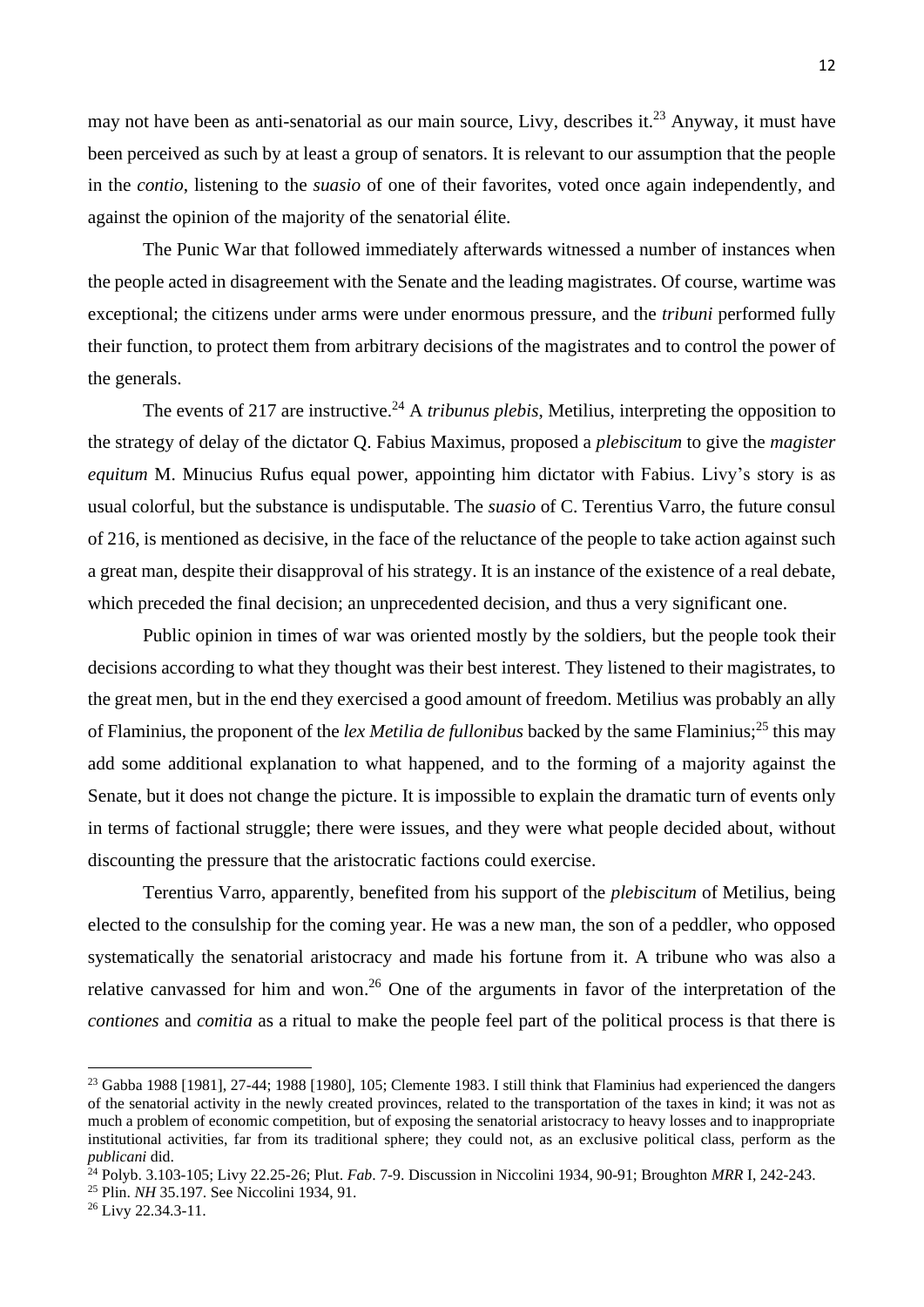may not have been as anti-senatorial as our main source, Livy, describes it.[23] Anyway, it must have been perceived as such by at least a group of senators. It is relevant to our assumption that the people in the *contio*, listening to the *suasio* of one of their favorites, voted once again independently, and against the opinion of the majority of the senatorial élite.

The Punic War that followed immediately afterwards witnessed a number of instances when the people acted in disagreement with the Senate and the leading magistrates. Of course, wartime was exceptional; the citizens under arms were under enormous pressure, and the *tribuni* performed fully their function, to protect them from arbitrary decisions of the magistrates and to control the power of the generals.

The events of 217 are instructive.[24] A *tribunus plebis*, Metilius, interpreting the opposition to the strategy of delay of the dictator Q. Fabius Maximus, proposed a *plebiscitum* to give the *magister equitum* M. Minucius Rufus equal power, appointing him dictator with Fabius. Livy's story is as usual colorful, but the substance is undisputable. The *suasio* of C. Terentius Varro, the future consul of 216, is mentioned as decisive, in the face of the reluctance of the people to take action against such a great man, despite their disapproval of his strategy. It is an instance of the existence of a real debate, which preceded the final decision; an unprecedented decision, and thus a very significant one.

Public opinion in times of war was oriented mostly by the soldiers, but the people took their decisions according to what they thought was their best interest. They listened to their magistrates, to the great men, but in the end they exercised a good amount of freedom. Metilius was probably an ally of Flaminius, the proponent of the *lex Metilia de fullonibus* backed by the same Flaminius;[25] this may add some additional explanation to what happened, and to the forming of a majority against the Senate, but it does not change the picture. It is impossible to explain the dramatic turn of events only in terms of factional struggle; there were issues, and they were what people decided about, without discounting the pressure that the aristocratic factions could exercise.

Terentius Varro, apparently, benefited from his support of the *plebiscitum* of Metilius, being elected to the consulship for the coming year. He was a new man, the son of a peddler, who opposed systematically the senatorial aristocracy and made his fortune from it. A tribune who was also a relative canvassed for him and won.[26] One of the arguments in favor of the interpretation of the *contiones* and *comitia* as a ritual to make the people feel part of the political process is that there is

---

[23] Gabba 1988 [1981], 27-44; 1988 [1980], 105; Clemente 1983. I still think that Flaminius had experienced the dangers of the senatorial activity in the newly created provinces, related to the transportation of the taxes in kind; it was not as much a problem of economic competition, but of exposing the senatorial aristocracy to heavy losses and to inappropriate institutional activities, far from its traditional sphere; they could not, as an exclusive political class, perform as the *publicani* did.

[24] Polyb. 3.103-105; Livy 22.25-26; Plut. *Fab*. 7-9. Discussion in Niccolini 1934, 90-91; Broughton *MRR* I, 242-243.

[25] Plin. *NH* 35.197. See Niccolini 1934, 91.

[26] Livy 22.34.3-11.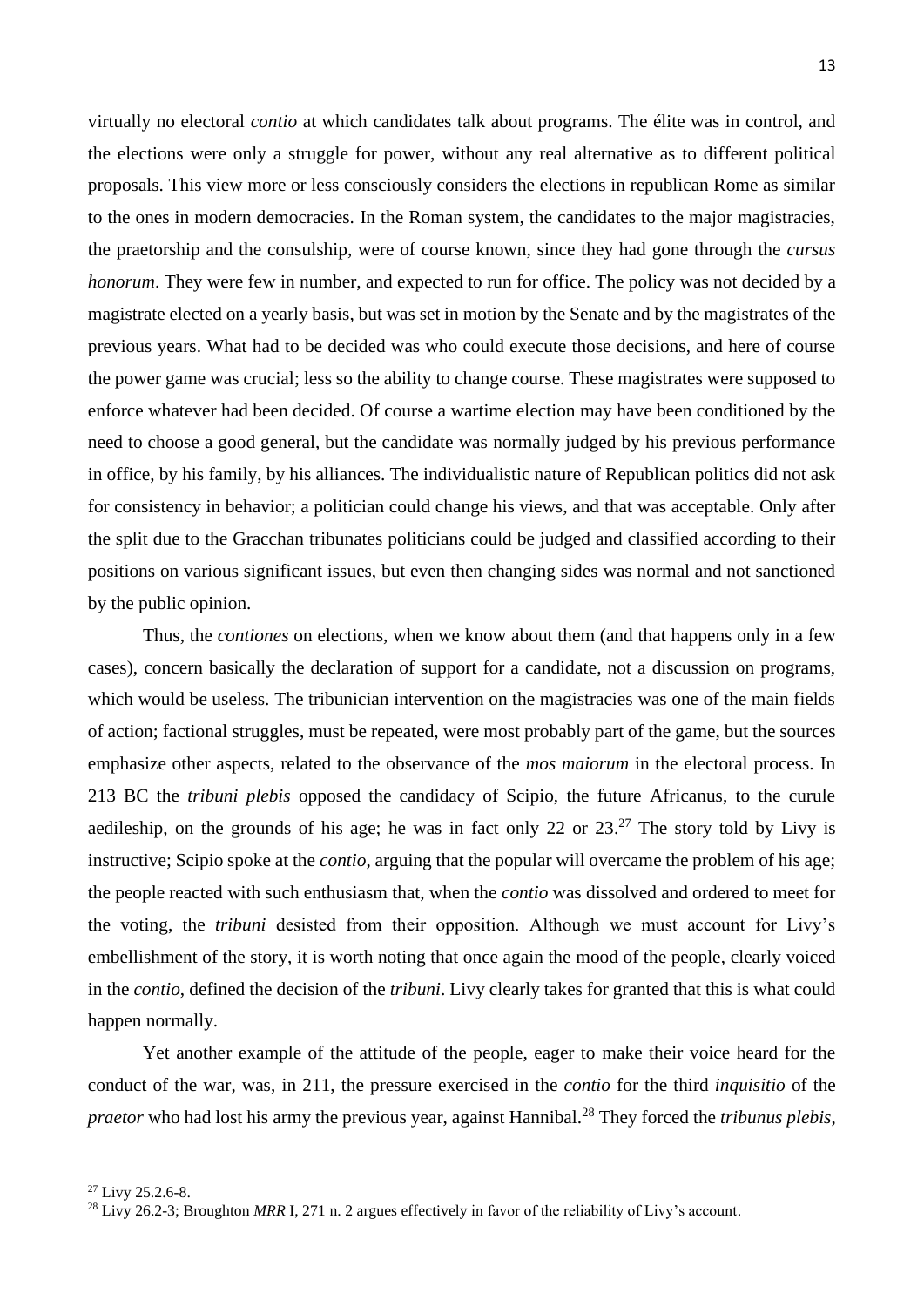virtually no electoral *contio* at which candidates talk about programs. The élite was in control, and the elections were only a struggle for power, without any real alternative as to different political proposals. This view more or less consciously considers the elections in republican Rome as similar to the ones in modern democracies. In the Roman system, the candidates to the major magistracies, the praetorship and the consulship, were of course known, since they had gone through the *cursus honorum*. They were few in number, and expected to run for office. The policy was not decided by a magistrate elected on a yearly basis, but was set in motion by the Senate and by the magistrates of the previous years. What had to be decided was who could execute those decisions, and here of course the power game was crucial; less so the ability to change course. These magistrates were supposed to enforce whatever had been decided. Of course a wartime election may have been conditioned by the need to choose a good general, but the candidate was normally judged by his previous performance in office, by his family, by his alliances. The individualistic nature of Republican politics did not ask for consistency in behavior; a politician could change his views, and that was acceptable. Only after the split due to the Gracchan tribunates politicians could be judged and classified according to their positions on various significant issues, but even then changing sides was normal and not sanctioned by the public opinion.

Thus, the *contiones* on elections, when we know about them (and that happens only in a few cases), concern basically the declaration of support for a candidate, not a discussion on programs, which would be useless. The tribunician intervention on the magistracies was one of the main fields of action; factional struggles, must be repeated, were most probably part of the game, but the sources emphasize other aspects, related to the observance of the *mos maiorum* in the electoral process. In 213 BC the *tribuni plebis* opposed the candidacy of Scipio, the future Africanus, to the curule aedileship, on the grounds of his age; he was in fact only 22 or 23.[27] The story told by Livy is instructive; Scipio spoke at the *contio*, arguing that the popular will overcame the problem of his age; the people reacted with such enthusiasm that, when the *contio* was dissolved and ordered to meet for the voting, the *tribuni* desisted from their opposition. Although we must account for Livy's embellishment of the story, it is worth noting that once again the mood of the people, clearly voiced in the *contio*, defined the decision of the *tribuni*. Livy clearly takes for granted that this is what could happen normally.

Yet another example of the attitude of the people, eager to make their voice heard for the conduct of the war, was, in 211, the pressure exercised in the *contio* for the third *inquisitio* of the *praetor* who had lost his army the previous year, against Hannibal.[28] They forced the *tribunus plebis*,

[27] Livy 25.2.6-8.

[28] Livy 26.2-3; Broughton *MRR* I, 271 n. 2 argues effectively in favor of the reliability of Livy's account.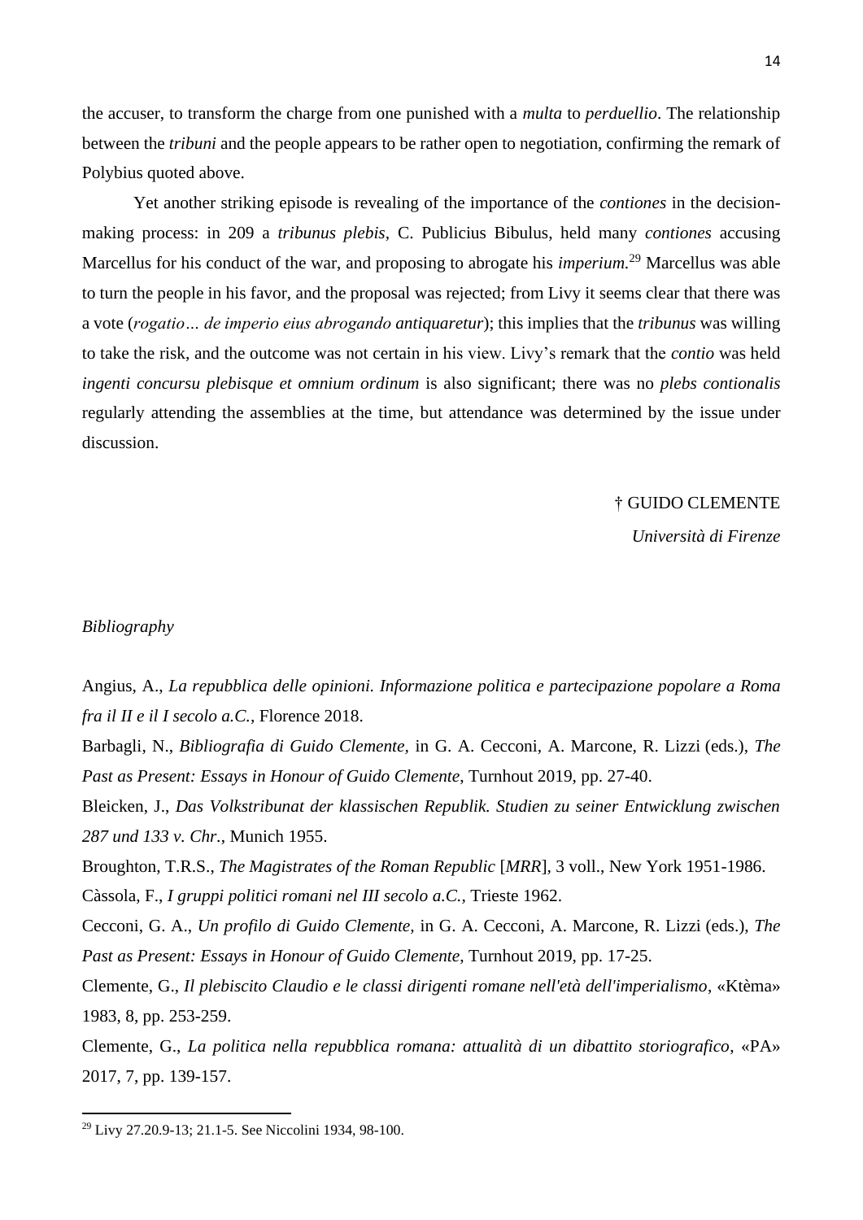the accuser, to transform the charge from one punished with a *multa* to *perduellio*. The relationship between the *tribuni* and the people appears to be rather open to negotiation, confirming the remark of Polybius quoted above.

Yet another striking episode is revealing of the importance of the *contiones* in the decision-making process: in 209 a *tribunus plebis*, C. Publicius Bibulus, held many *contiones* accusing Marcellus for his conduct of the war, and proposing to abrogate his *imperium.*[29] Marcellus was able to turn the people in his favor, and the proposal was rejected; from Livy it seems clear that there was a vote (*rogatio… de imperio eius abrogando antiquaretur*); this implies that the *tribunus* was willing to take the risk, and the outcome was not certain in his view. Livy's remark that the *contio* was held *ingenti concursu plebisque et omnium ordinum* is also significant; there was no *plebs contionalis* regularly attending the assemblies at the time, but attendance was determined by the issue under discussion.

† GUIDO CLEMENTE

*Università di Firenze*

*Bibliography*

Angius, A., *La repubblica delle opinioni. Informazione politica e partecipazione popolare a Roma fra il II e il I secolo a.C.,* Florence 2018.

Barbagli, N., *Bibliografia di Guido Clemente,* in G. A. Cecconi, A. Marcone, R. Lizzi (eds.), *The Past as Present: Essays in Honour of Guido Clemente*, Turnhout 2019, pp. 27-40.

Bleicken, J., *Das Volkstribunat der klassischen Republik. Studien zu seiner Entwicklung zwischen 287 und 133 v. Chr.*, Munich 1955.

Broughton, T.R.S., *The Magistrates of the Roman Republic* [*MRR*], 3 voll., New York 1951-1986.

Càssola, F., *I gruppi politici romani nel III secolo a.C.*, Trieste 1962.

Cecconi, G. A., *Un profilo di Guido Clemente,* in G. A. Cecconi, A. Marcone, R. Lizzi (eds.), *The Past as Present: Essays in Honour of Guido Clemente,* Turnhout 2019, pp. 17-25.

Clemente, G., *Il plebiscito Claudio e le classi dirigenti romane nell'età dell'imperialismo*, «Ktèma» 1983, 8, pp. 253-259.

Clemente, G., *La politica nella repubblica romana: attualità di un dibattito storiografico*, «PA» 2017, 7, pp. 139-157.

---

[29] Livy 27.20.9-13; 21.1-5. See Niccolini 1934, 98-100.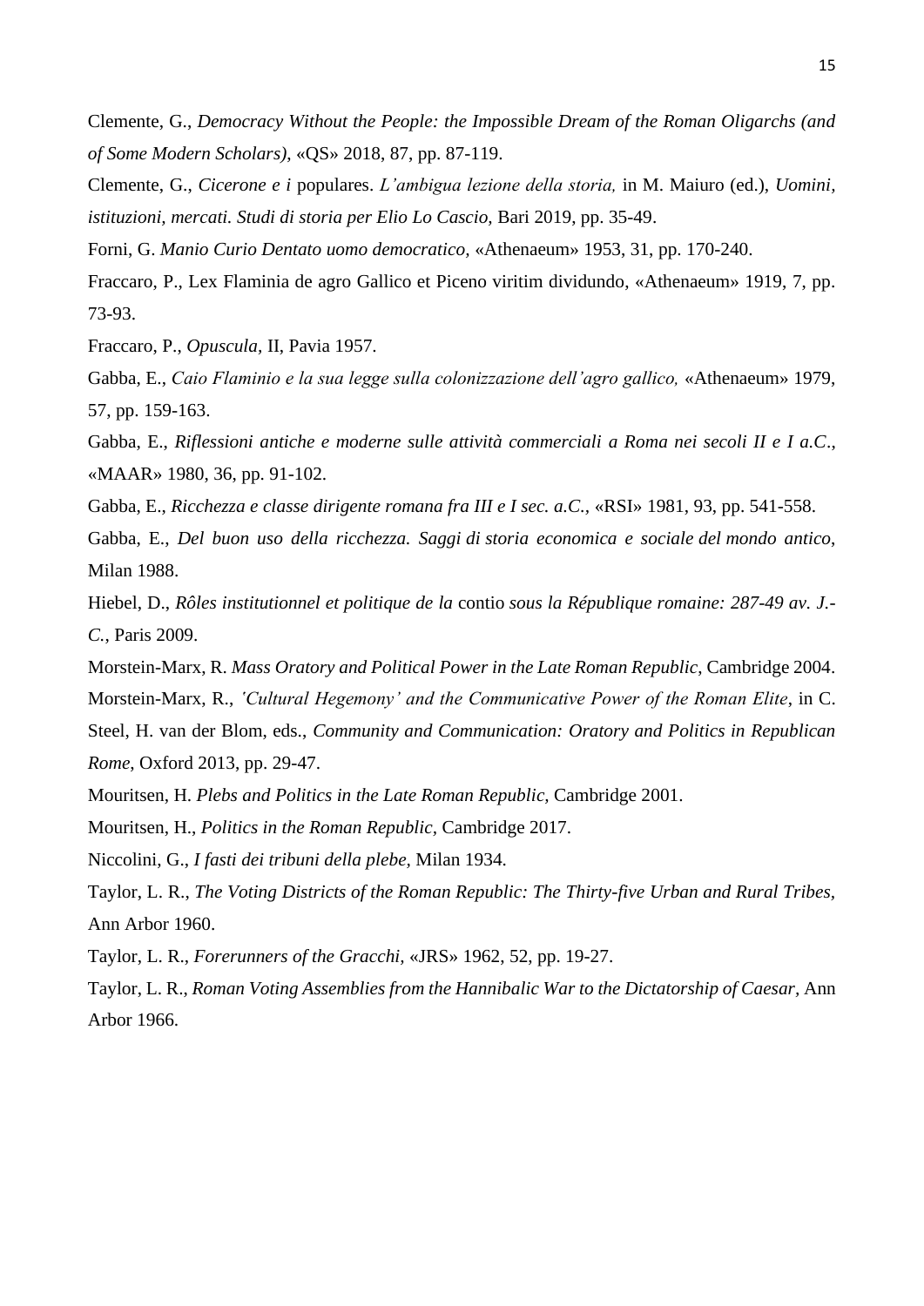Clemente, G., *Democracy Without the People: the Impossible Dream of the Roman Oligarchs (and of Some Modern Scholars)*, «QS» 2018, 87, pp. 87-119.

Clemente, G., *Cicerone e i* populares. *L'ambigua lezione della storia,* in M. Maiuro (ed.), *Uomini, istituzioni, mercati. Studi di storia per Elio Lo Cascio,* Bari 2019, pp. 35-49.

Forni, G. *Manio Curio Dentato uomo democratico,* «Athenaeum» 1953, 31, pp. 170-240.

Fraccaro, P., Lex Flaminia de agro Gallico et Piceno viritim dividundo, «Athenaeum» 1919, 7, pp. 73-93.

Fraccaro, P., *Opuscula,* II, Pavia 1957.

Gabba, E., *Caio Flaminio e la sua legge sulla colonizzazione dell'agro gallico,* «Athenaeum» 1979, 57, pp. 159-163.

Gabba, E., *Riflessioni antiche e moderne sulle attività commerciali a Roma nei secoli II e I a.C*., «MAAR» 1980, 36, pp. 91-102.

Gabba, E., *Ricchezza e classe dirigente romana fra III e I sec. a.C.,* «RSI» 1981, 93, pp. 541-558.

Gabba, E., *Del buon uso della ricchezza. Saggi di storia economica e sociale del mondo antico*, Milan 1988.

Hiebel, D., *Rôles institutionnel et politique de la* contio *sous la République romaine: 287-49 av. J.-C.*, Paris 2009.

Morstein-Marx, R. *Mass Oratory and Political Power in the Late Roman Republic*, Cambridge 2004.

Morstein-Marx, R., *'Cultural Hegemony' and the Communicative Power of the Roman Elite*, in C. Steel, H. van der Blom, eds., *Community and Communication: Oratory and Politics in Republican Rome*, Oxford 2013, pp. 29-47.

Mouritsen, H. *Plebs and Politics in the Late Roman Republic,* Cambridge 2001.

Mouritsen, H., *Politics in the Roman Republic,* Cambridge 2017.

Niccolini, G., *I fasti dei tribuni della plebe*, Milan 1934.

Taylor, L. R., *The Voting Districts of the Roman Republic: The Thirty-five Urban and Rural Tribes*, Ann Arbor 1960.

Taylor, L. R., *Forerunners of the Gracchi*, «JRS» 1962, 52, pp. 19-27.

Taylor, L. R., *Roman Voting Assemblies from the Hannibalic War to the Dictatorship of Caesar*, Ann Arbor 1966.